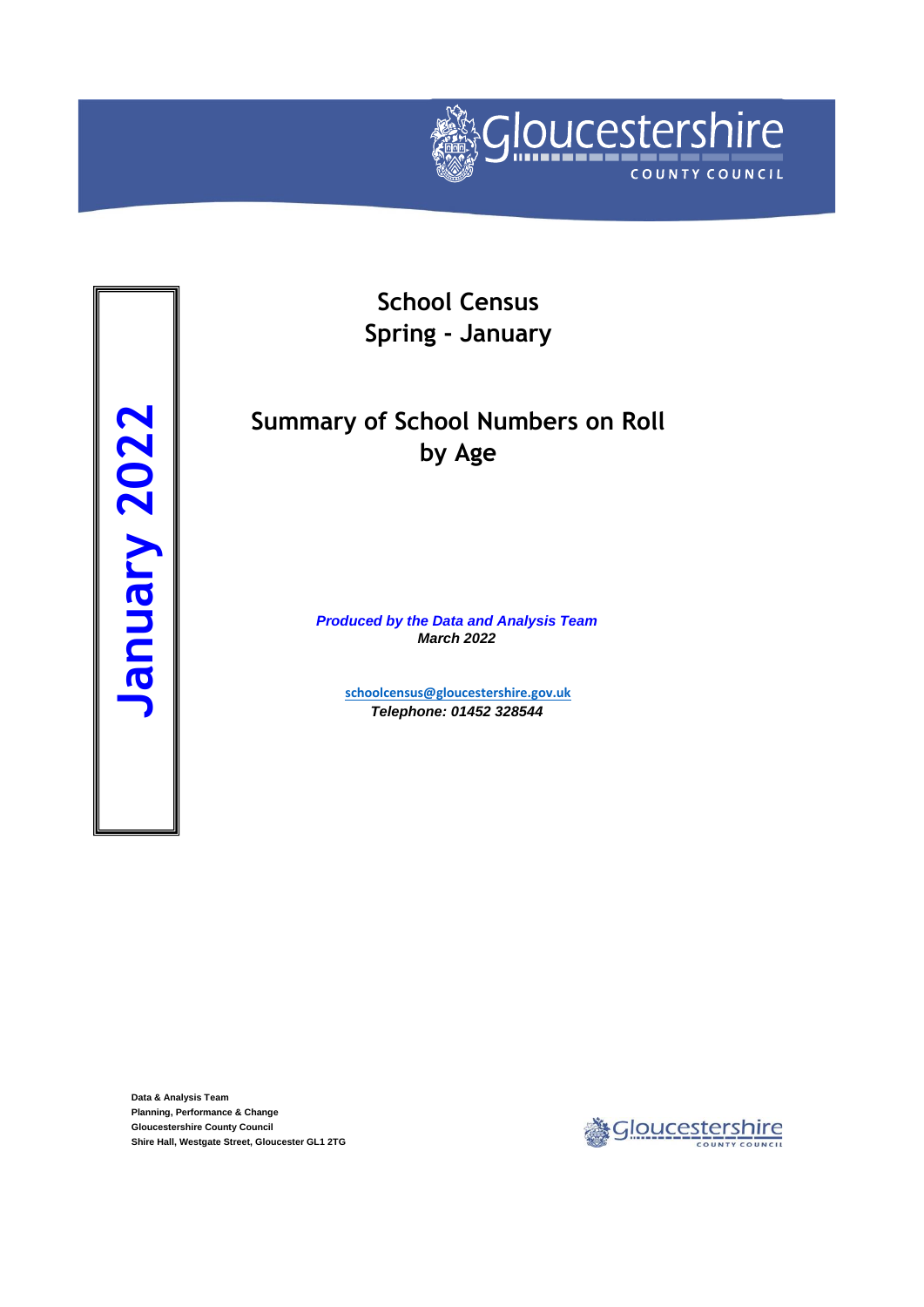Gloucestershire
COUNTY COUNCIL

**January 2022**

# School Census
# Spring - January

## Summary of School Numbers on Roll by Age

***Produced by the Data and Analysis Team***
***March 2022***

schoolcensus@gloucestershire.gov.uk
***Telephone: 01452 328544***

**Data & Analysis Team**
**Planning, Performance & Change**
**Gloucestershire County Council**
**Shire Hall, Westgate Street, Gloucester GL1 2TG**

Gloucestershire
COUNTY COUNCIL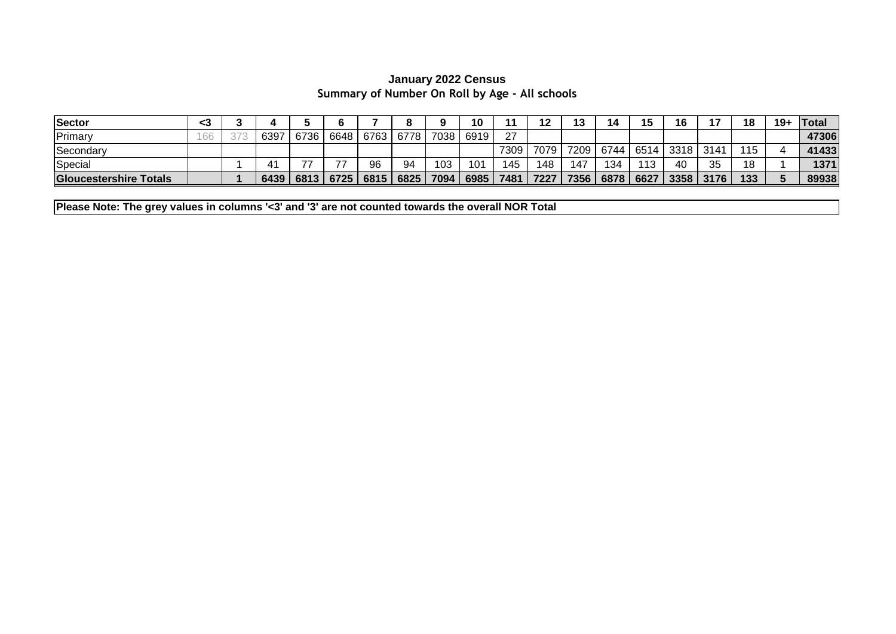**January 2022 Census**

**Summary of Number On Roll by Age - All schools**

| Sector | <3 | 3 | 4 | 5 | 6 | 7 | 8 | 9 | 10 | 11 | 12 | 13 | 14 | 15 | 16 | 17 | 18 | 19+ | Total |
|---|---|---|---|---|---|---|---|---|---|---|---|---|---|---|---|---|---|---|---|
| Primary | 166 | 373 | 6397 | 6736 | 6648 | 6763 | 6778 | 7038 | 6919 | 27 | | | | | | | | | **47306** |
| Secondary | | | | | | | | | | 7309 | 7079 | 7209 | 6744 | 6514 | 3318 | 3141 | 115 | 4 | **41433** |
| Special | | 1 | 41 | 77 | 77 | 96 | 94 | 103 | 101 | 145 | 148 | 147 | 134 | 113 | 40 | 35 | 18 | 1 | **1371** |
| **Gloucestershire Totals** | | **1** | **6439** | **6813** | **6725** | **6815** | **6825** | **7094** | **6985** | **7481** | **7227** | **7356** | **6878** | **6627** | **3358** | **3176** | **133** | **5** | **89938** |

**Please Note: The grey values in columns '<3' and '3' are not counted towards the overall NOR Total**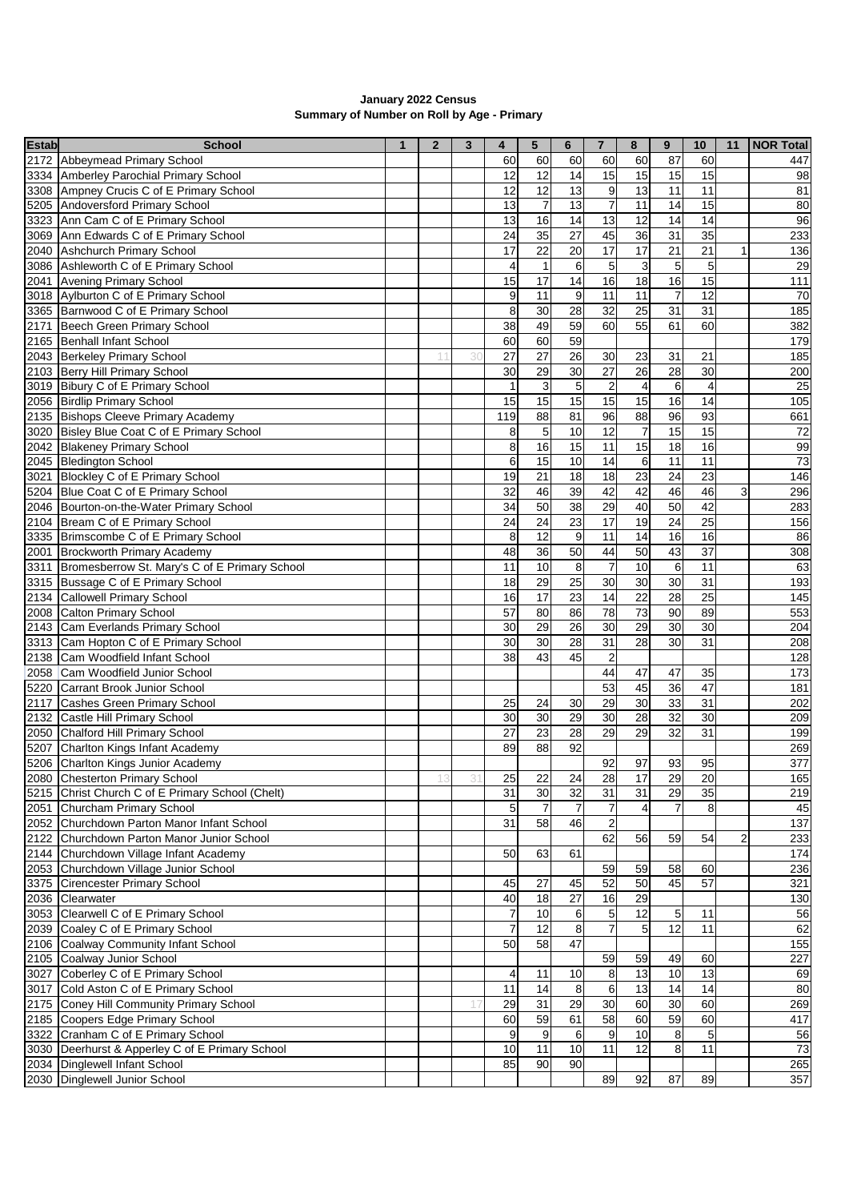**January 2022 Census**
**Summary of Number on Roll by Age - Primary**

| Estab | School | 1 | 2 | 3 | 4 | 5 | 6 | 7 | 8 | 9 | 10 | 11 | NOR Total |
|---|---|---|---|---|---|---|---|---|---|---|---|---|---|
| 2172 | Abbeymead Primary School | | | | 60 | 60 | 60 | 60 | 60 | 87 | 60 | | 447 |
| 3334 | Amberley Parochial Primary School | | | | 12 | 12 | 14 | 15 | 15 | 15 | 15 | | 98 |
| 3308 | Ampney Crucis C of E Primary School | | | | 12 | 12 | 13 | 9 | 13 | 11 | 11 | | 81 |
| 5205 | Andoversford Primary School | | | | 13 | 7 | 13 | 7 | 11 | 14 | 15 | | 80 |
| 3323 | Ann Cam C of E Primary School | | | | 13 | 16 | 14 | 13 | 12 | 14 | 14 | | 96 |
| 3069 | Ann Edwards C of E Primary School | | | | 24 | 35 | 27 | 45 | 36 | 31 | 35 | | 233 |
| 2040 | Ashchurch Primary School | | | | 17 | 22 | 20 | 17 | 17 | 21 | 21 | 1 | 136 |
| 3086 | Ashleworth C of E Primary School | | | | 4 | 1 | 6 | 5 | 3 | 5 | 5 | | 29 |
| 2041 | Avening Primary School | | | | 15 | 17 | 14 | 16 | 18 | 16 | 15 | | 111 |
| 3018 | Aylburton C of E Primary School | | | | 9 | 11 | 9 | 11 | 11 | 7 | 12 | | 70 |
| 3365 | Barnwood C of E Primary School | | | | 8 | 30 | 28 | 32 | 25 | 31 | 31 | | 185 |
| 2171 | Beech Green Primary School | | | | 38 | 49 | 59 | 60 | 55 | 61 | 60 | | 382 |
| 2165 | Benhall Infant School | | | | 60 | 60 | 59 | | | | | | 179 |
| 2043 | Berkeley Primary School | | 11 | 30 | 27 | 27 | 26 | 30 | 23 | 31 | 21 | | 185 |
| 2103 | Berry Hill Primary School | | | | 30 | 29 | 30 | 27 | 26 | 28 | 30 | | 200 |
| 3019 | Bibury C of E Primary School | | | | 1 | 3 | 5 | 2 | 4 | 6 | 4 | | 25 |
| 2056 | Birdlip Primary School | | | | 15 | 15 | 15 | 15 | 15 | 16 | 14 | | 105 |
| 2135 | Bishops Cleeve Primary Academy | | | | 119 | 88 | 81 | 96 | 88 | 96 | 93 | | 661 |
| 3020 | Bisley Blue Coat C of E Primary School | | | | 8 | 5 | 10 | 12 | 7 | 15 | 15 | | 72 |
| 2042 | Blakeney Primary School | | | | 8 | 16 | 15 | 11 | 15 | 18 | 16 | | 99 |
| 2045 | Bledington School | | | | 6 | 15 | 10 | 14 | 6 | 11 | 11 | | 73 |
| 3021 | Blockley C of E Primary School | | | | 19 | 21 | 18 | 18 | 23 | 24 | 23 | | 146 |
| 5204 | Blue Coat C of E Primary School | | | | 32 | 46 | 39 | 42 | 42 | 46 | 46 | 3 | 296 |
| 2046 | Bourton-on-the-Water Primary School | | | | 34 | 50 | 38 | 29 | 40 | 50 | 42 | | 283 |
| 2104 | Bream C of E Primary School | | | | 24 | 24 | 23 | 17 | 19 | 24 | 25 | | 156 |
| 3335 | Brimscombe C of E Primary School | | | | 8 | 12 | 9 | 11 | 14 | 16 | 16 | | 86 |
| 2001 | Brockworth Primary Academy | | | | 48 | 36 | 50 | 44 | 50 | 43 | 37 | | 308 |
| 3311 | Bromesberrow St. Mary's C of E Primary School | | | | 11 | 10 | 8 | 7 | 10 | 6 | 11 | | 63 |
| 3315 | Bussage C of E Primary School | | | | 18 | 29 | 25 | 30 | 30 | 30 | 31 | | 193 |
| 2134 | Callowell Primary School | | | | 16 | 17 | 23 | 14 | 22 | 28 | 25 | | 145 |
| 2008 | Calton Primary School | | | | 57 | 80 | 86 | 78 | 73 | 90 | 89 | | 553 |
| 2143 | Cam Everlands Primary School | | | | 30 | 29 | 26 | 30 | 29 | 30 | 30 | | 204 |
| 3313 | Cam Hopton C of E Primary School | | | | 30 | 30 | 28 | 31 | 28 | 30 | 31 | | 208 |
| 2138 | Cam Woodfield Infant School | | | | 38 | 43 | 45 | 2 | | | | | 128 |
| 2058 | Cam Woodfield Junior School | | | | | | | 44 | 47 | 47 | 35 | | 173 |
| 5220 | Carrant Brook Junior School | | | | | | | 53 | 45 | 36 | 47 | | 181 |
| 2117 | Cashes Green Primary School | | | | 25 | 24 | 30 | 29 | 30 | 33 | 31 | | 202 |
| 2132 | Castle Hill Primary School | | | | 30 | 30 | 29 | 30 | 28 | 32 | 30 | | 209 |
| 2050 | Chalford Hill Primary School | | | | 27 | 23 | 28 | 29 | 29 | 32 | 31 | | 199 |
| 5207 | Charlton Kings Infant Academy | | | | 89 | 88 | 92 | | | | | | 269 |
| 5206 | Charlton Kings Junior Academy | | | | | | | 92 | 97 | 93 | 95 | | 377 |
| 2080 | Chesterton Primary School | | 13 | 31 | 25 | 22 | 24 | 28 | 17 | 29 | 20 | | 165 |
| 5215 | Christ Church C of E Primary School (Chelt) | | | | 31 | 30 | 32 | 31 | 31 | 29 | 35 | | 219 |
| 2051 | Churcham Primary School | | | | 5 | 7 | 7 | 7 | 4 | 7 | 8 | | 45 |
| 2052 | Churchdown Parton Manor Infant School | | | | 31 | 58 | 46 | 2 | | | | | 137 |
| 2122 | Churchdown Parton Manor Junior School | | | | | | | 62 | 56 | 59 | 54 | 2 | 233 |
| 2144 | Churchdown Village Infant Academy | | | | 50 | 63 | 61 | | | | | | 174 |
| 2053 | Churchdown Village Junior School | | | | | | | 59 | 59 | 58 | 60 | | 236 |
| 3375 | Cirencester Primary School | | | | 45 | 27 | 45 | 52 | 50 | 45 | 57 | | 321 |
| 2036 | Clearwater | | | | 40 | 18 | 27 | 16 | 29 | | | | 130 |
| 3053 | Clearwell C of E Primary School | | | | 7 | 10 | 6 | 5 | 12 | 5 | 11 | | 56 |
| 2039 | Coaley C of E Primary School | | | | 7 | 12 | 8 | 7 | 5 | 12 | 11 | | 62 |
| 2106 | Coalway Community Infant School | | | | 50 | 58 | 47 | | | | | | 155 |
| 2105 | Coalway Junior School | | | | | | | 59 | 59 | 49 | 60 | | 227 |
| 3027 | Coberley C of E Primary School | | | | 4 | 11 | 10 | 8 | 13 | 10 | 13 | | 69 |
| 3017 | Cold Aston C of E Primary School | | | | 11 | 14 | 8 | 6 | 13 | 14 | 14 | | 80 |
| 2175 | Coney Hill Community Primary School | | | 17 | 29 | 31 | 29 | 30 | 60 | 30 | 60 | | 269 |
| 2185 | Coopers Edge Primary School | | | | 60 | 59 | 61 | 58 | 60 | 59 | 60 | | 417 |
| 3322 | Cranham C of E Primary School | | | | 9 | 9 | 6 | 9 | 10 | 8 | 5 | | 56 |
| 3030 | Deerhurst & Apperley C of E Primary School | | | | 10 | 11 | 10 | 11 | 12 | 8 | 11 | | 73 |
| 2034 | Dinglewell Infant School | | | | 85 | 90 | 90 | | | | | | 265 |
| 2030 | Dinglewell Junior School | | | | | | | 89 | 92 | 87 | 89 | | 357 |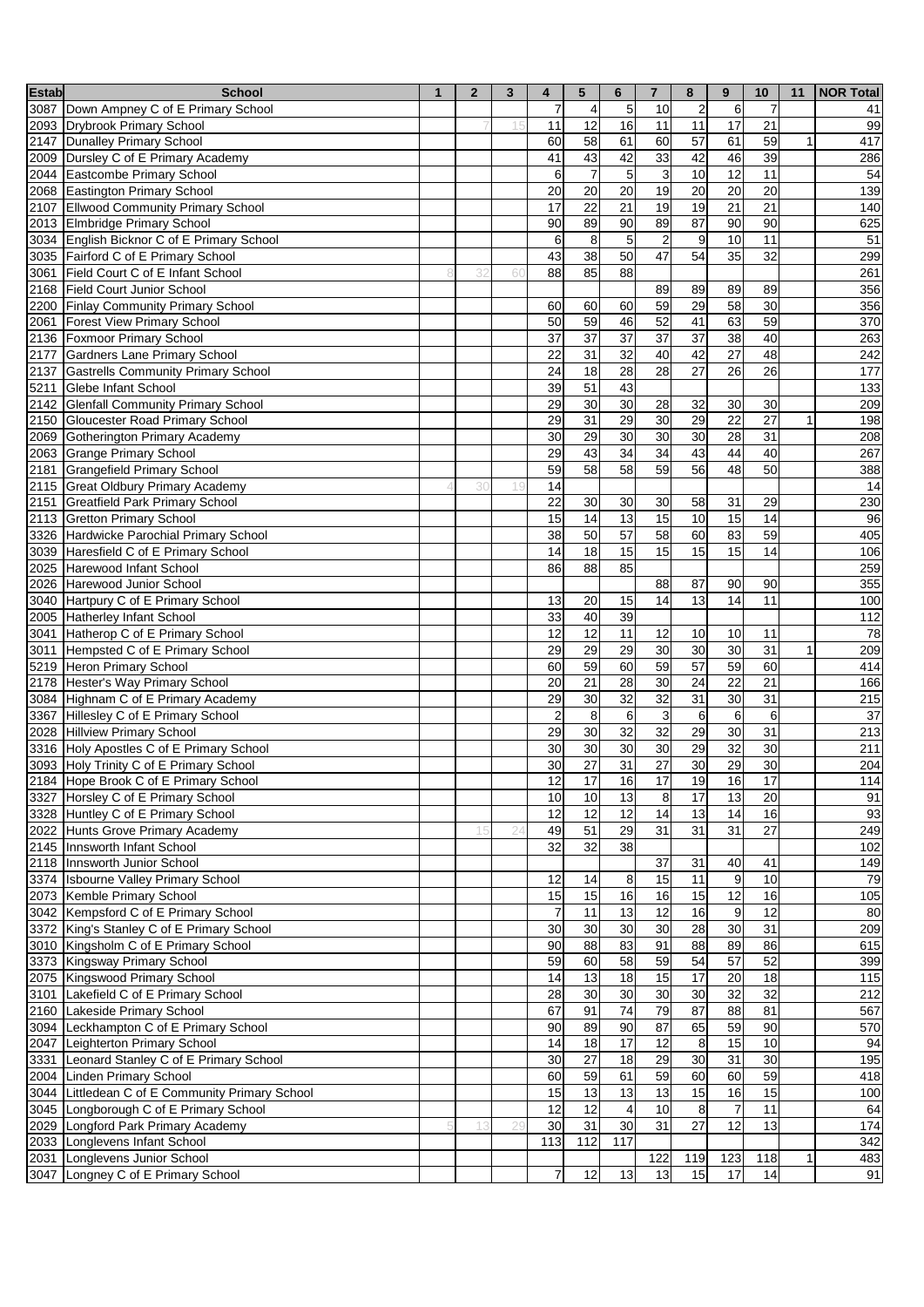| Estab | School | 1 | 2 | 3 | 4 | 5 | 6 | 7 | 8 | 9 | 10 | 11 | NOR Total |
|---|---|---|---|---|---|---|---|---|---|---|---|---|---|
| 3087 | Down Ampney C of E Primary School | | | | 7 | 4 | 5 | 10 | 2 | 6 | 7 | | 41 |
| 2093 | Drybrook Primary School | | 7 | 15 | 11 | 12 | 16 | 11 | 11 | 17 | 21 | | 99 |
| 2147 | Dunalley Primary School | | | | 60 | 58 | 61 | 60 | 57 | 61 | 59 | 1 | 417 |
| 2009 | Dursley C of E Primary Academy | | | | 41 | 43 | 42 | 33 | 42 | 46 | 39 | | 286 |
| 2044 | Eastcombe Primary School | | | | 6 | 7 | 5 | 3 | 10 | 12 | 11 | | 54 |
| 2068 | Eastington Primary School | | | | 20 | 20 | 20 | 19 | 20 | 20 | 20 | | 139 |
| 2107 | Ellwood Community Primary School | | | | 17 | 22 | 21 | 19 | 19 | 21 | 21 | | 140 |
| 2013 | Elmbridge Primary School | | | | 90 | 89 | 90 | 89 | 87 | 90 | 90 | | 625 |
| 3034 | English Bicknor C of E Primary School | | | | 6 | 8 | 5 | 2 | 9 | 10 | 11 | | 51 |
| 3035 | Fairford C of E Primary School | | | | 43 | 38 | 50 | 47 | 54 | 35 | 32 | | 299 |
| 3061 | Field Court C of E Infant School | 8 | 32 | 60 | 88 | 85 | 88 | | | | | | 261 |
| 2168 | Field Court Junior School | | | | | | | 89 | 89 | 89 | 89 | | 356 |
| 2200 | Finlay Community Primary School | | | | 60 | 60 | 60 | 59 | 29 | 58 | 30 | | 356 |
| 2061 | Forest View Primary School | | | | 50 | 59 | 46 | 52 | 41 | 63 | 59 | | 370 |
| 2136 | Foxmoor Primary School | | | | 37 | 37 | 37 | 37 | 37 | 38 | 40 | | 263 |
| 2177 | Gardners Lane Primary School | | | | 22 | 31 | 32 | 40 | 42 | 27 | 48 | | 242 |
| 2137 | Gastrells Community Primary School | | | | 24 | 18 | 28 | 28 | 27 | 26 | 26 | | 177 |
| 5211 | Glebe Infant School | | | | 39 | 51 | 43 | | | | | | 133 |
| 2142 | Glenfall Community Primary School | | | | 29 | 30 | 30 | 28 | 32 | 30 | 30 | | 209 |
| 2150 | Gloucester Road Primary School | | | | 29 | 31 | 29 | 30 | 29 | 22 | 27 | 1 | 198 |
| 2069 | Gotherington Primary Academy | | | | 30 | 29 | 30 | 30 | 30 | 28 | 31 | | 208 |
| 2063 | Grange Primary School | | | | 29 | 43 | 34 | 34 | 43 | 44 | 40 | | 267 |
| 2181 | Grangefield Primary School | | | | 59 | 58 | 58 | 59 | 56 | 48 | 50 | | 388 |
| 2115 | Great Oldbury Primary Academy | 4 | 30 | 19 | 14 | | | | | | | | 14 |
| 2151 | Greatfield Park Primary School | | | | 22 | 30 | 30 | 30 | 58 | 31 | 29 | | 230 |
| 2113 | Gretton Primary School | | | | 15 | 14 | 13 | 15 | 10 | 15 | 14 | | 96 |
| 3326 | Hardwicke Parochial Primary School | | | | 38 | 50 | 57 | 58 | 60 | 83 | 59 | | 405 |
| 3039 | Haresfield C of E Primary School | | | | 14 | 18 | 15 | 15 | 15 | 15 | 14 | | 106 |
| 2025 | Harewood Infant School | | | | 86 | 88 | 85 | | | | | | 259 |
| 2026 | Harewood Junior School | | | | | | | 88 | 87 | 90 | 90 | | 355 |
| 3040 | Hartpury C of E Primary School | | | | 13 | 20 | 15 | 14 | 13 | 14 | 11 | | 100 |
| 2005 | Hatherley Infant School | | | | 33 | 40 | 39 | | | | | | 112 |
| 3041 | Hatherop C of E Primary School | | | | 12 | 12 | 11 | 12 | 10 | 10 | 11 | | 78 |
| 3011 | Hempsted C of E Primary School | | | | 29 | 29 | 29 | 30 | 30 | 30 | 31 | 1 | 209 |
| 5219 | Heron Primary School | | | | 60 | 59 | 60 | 59 | 57 | 59 | 60 | | 414 |
| 2178 | Hester's Way Primary School | | | | 20 | 21 | 28 | 30 | 24 | 22 | 21 | | 166 |
| 3084 | Highnam C of E Primary Academy | | | | 29 | 30 | 32 | 32 | 31 | 30 | 31 | | 215 |
| 3367 | Hillesley C of E Primary School | | | | 2 | 8 | 6 | 3 | 6 | 6 | 6 | | 37 |
| 2028 | Hillview Primary School | | | | 29 | 30 | 32 | 32 | 29 | 30 | 31 | | 213 |
| 3316 | Holy Apostles C of E Primary School | | | | 30 | 30 | 30 | 30 | 29 | 32 | 30 | | 211 |
| 3093 | Holy Trinity C of E Primary School | | | | 30 | 27 | 31 | 27 | 30 | 29 | 30 | | 204 |
| 2184 | Hope Brook C of E Primary School | | | | 12 | 17 | 16 | 17 | 19 | 16 | 17 | | 114 |
| 3327 | Horsley C of E Primary School | | | | 10 | 10 | 13 | 8 | 17 | 13 | 20 | | 91 |
| 3328 | Huntley C of E Primary School | | | | 12 | 12 | 12 | 14 | 13 | 14 | 16 | | 93 |
| 2022 | Hunts Grove Primary Academy | | 15 | 24 | 49 | 51 | 29 | 31 | 31 | 31 | 27 | | 249 |
| 2145 | Innsworth Infant School | | | | 32 | 32 | 38 | | | | | | 102 |
| 2118 | Innsworth Junior School | | | | | | | 37 | 31 | 40 | 41 | | 149 |
| 3374 | Isbourne Valley Primary School | | | | 12 | 14 | 8 | 15 | 11 | 9 | 10 | | 79 |
| 2073 | Kemble Primary School | | | | 15 | 15 | 16 | 16 | 15 | 12 | 16 | | 105 |
| 3042 | Kempsford C of E Primary School | | | | 7 | 11 | 13 | 12 | 16 | 9 | 12 | | 80 |
| 3372 | King's Stanley C of E Primary School | | | | 30 | 30 | 30 | 30 | 28 | 30 | 31 | | 209 |
| 3010 | Kingsholm C of E Primary School | | | | 90 | 88 | 83 | 91 | 88 | 89 | 86 | | 615 |
| 3373 | Kingsway Primary School | | | | 59 | 60 | 58 | 59 | 54 | 57 | 52 | | 399 |
| 2075 | Kingswood Primary School | | | | 14 | 13 | 18 | 15 | 17 | 20 | 18 | | 115 |
| 3101 | Lakefield C of E Primary School | | | | 28 | 30 | 30 | 30 | 30 | 32 | 32 | | 212 |
| 2160 | Lakeside Primary School | | | | 67 | 91 | 74 | 79 | 87 | 88 | 81 | | 567 |
| 3094 | Leckhampton C of E Primary School | | | | 90 | 89 | 90 | 87 | 65 | 59 | 90 | | 570 |
| 2047 | Leighterton Primary School | | | | 14 | 18 | 17 | 12 | 8 | 15 | 10 | | 94 |
| 3331 | Leonard Stanley C of E Primary School | | | | 30 | 27 | 18 | 29 | 30 | 31 | 30 | | 195 |
| 2004 | Linden Primary School | | | | 60 | 59 | 61 | 59 | 60 | 60 | 59 | | 418 |
| 3044 | Littledean C of E Community Primary School | | | | 15 | 13 | 13 | 13 | 15 | 16 | 15 | | 100 |
| 3045 | Longborough C of E Primary School | | | | 12 | 12 | 4 | 10 | 8 | 7 | 11 | | 64 |
| 2029 | Longford Park Primary Academy | 5 | 13 | 29 | 30 | 31 | 30 | 31 | 27 | 12 | 13 | | 174 |
| 2033 | Longlevens Infant School | | | | 113 | 112 | 117 | | | | | | 342 |
| 2031 | Longlevens Junior School | | | | | | | 122 | 119 | 123 | 118 | 1 | 483 |
| 3047 | Longney C of E Primary School | | | | 7 | 12 | 13 | 13 | 15 | 17 | 14 | | 91 |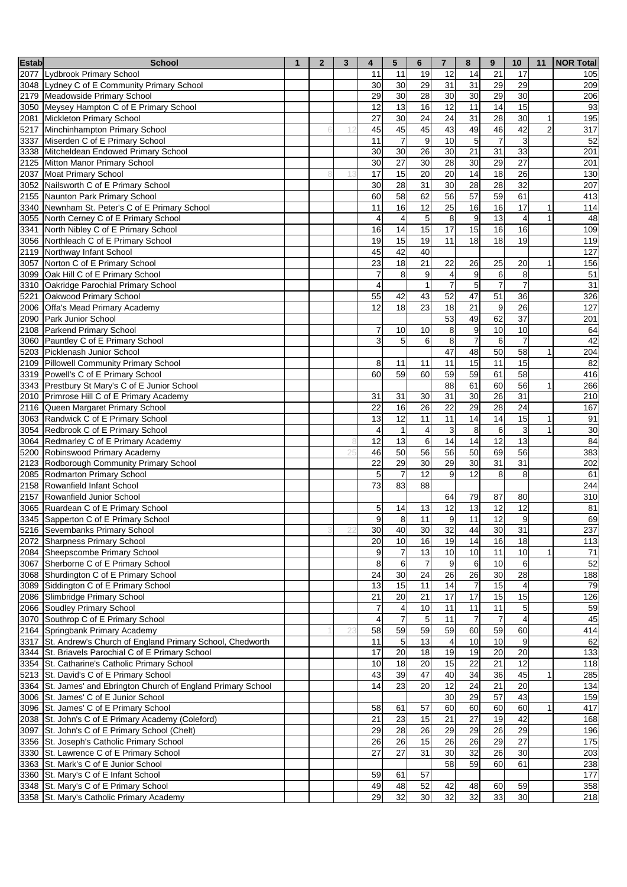| Estab | School | 1 | 2 | 3 | 4 | 5 | 6 | 7 | 8 | 9 | 10 | 11 | NOR Total |
|---|---|---|---|---|---|---|---|---|---|---|---|---|---|
| 2077 | Lydbrook Primary School | | | | 11 | 11 | 19 | 12 | 14 | 21 | 17 | | 105 |
| 3048 | Lydney C of E Community Primary School | | | | 30 | 30 | 29 | 31 | 31 | 29 | 29 | | 209 |
| 2179 | Meadowside Primary School | | | | 29 | 30 | 28 | 30 | 30 | 29 | 30 | | 206 |
| 3050 | Meysey Hampton C of E Primary School | | | | 12 | 13 | 16 | 12 | 11 | 14 | 15 | | 93 |
| 2081 | Mickleton Primary School | | | | 27 | 30 | 24 | 24 | 31 | 28 | 30 | 1 | 195 |
| 5217 | Minchinhampton Primary School | | 6 | 12 | 45 | 45 | 45 | 43 | 49 | 46 | 42 | 2 | 317 |
| 3337 | Miserden C of E Primary School | | | | 11 | 7 | 9 | 10 | 5 | 7 | 3 | | 52 |
| 3338 | Mitcheldean Endowed Primary School | | | | 30 | 30 | 26 | 30 | 21 | 31 | 33 | | 201 |
| 2125 | Mitton Manor Primary School | | | | 30 | 27 | 30 | 28 | 30 | 29 | 27 | | 201 |
| 2037 | Moat Primary School | | 8 | 13 | 17 | 15 | 20 | 20 | 14 | 18 | 26 | | 130 |
| 3052 | Nailsworth C of E Primary School | | | | 30 | 28 | 31 | 30 | 28 | 28 | 32 | | 207 |
| 2155 | Naunton Park Primary School | | | | 60 | 58 | 62 | 56 | 57 | 59 | 61 | | 413 |
| 3340 | Newnham St. Peter's C of E Primary School | | | | 11 | 16 | 12 | 25 | 16 | 16 | 17 | 1 | 114 |
| 3055 | North Cerney C of E Primary School | | | | 4 | 4 | 5 | 8 | 9 | 13 | 4 | 1 | 48 |
| 3341 | North Nibley C of E Primary School | | | | 16 | 14 | 15 | 17 | 15 | 16 | 16 | | 109 |
| 3056 | Northleach C of E Primary School | | | | 19 | 15 | 19 | 11 | 18 | 18 | 19 | | 119 |
| 2119 | Northway Infant School | | | | 45 | 42 | 40 | | | | | | 127 |
| 3057 | Norton C of E Primary School | | | | 23 | 18 | 21 | 22 | 26 | 25 | 20 | 1 | 156 |
| 3099 | Oak Hill C of E Primary School | | | | 7 | 8 | 9 | 4 | 9 | 6 | 8 | | 51 |
| 3310 | Oakridge Parochial Primary School | | | | 4 | | 1 | 7 | 5 | 7 | 7 | | 31 |
| 5221 | Oakwood Primary School | | | | 55 | 42 | 43 | 52 | 47 | 51 | 36 | | 326 |
| 2006 | Offa's Mead Primary Academy | | | | 12 | 18 | 23 | 18 | 21 | 9 | 26 | | 127 |
| 2090 | Park Junior School | | | | | | | 53 | 49 | 62 | 37 | | 201 |
| 2108 | Parkend Primary School | | | | 7 | 10 | 10 | 8 | 9 | 10 | 10 | | 64 |
| 3060 | Pauntley C of E Primary School | | | | 3 | 5 | 6 | 8 | 7 | 6 | 7 | | 42 |
| 5203 | Picklenash Junior School | | | | | | | 47 | 48 | 50 | 58 | 1 | 204 |
| 2109 | Pillowell Community Primary School | | | | 8 | 11 | 11 | 11 | 15 | 11 | 15 | | 82 |
| 3319 | Powell's C of E Primary School | | | | 60 | 59 | 60 | 59 | 59 | 61 | 58 | | 416 |
| 3343 | Prestbury St Mary's C of E Junior School | | | | | | | 88 | 61 | 60 | 56 | 1 | 266 |
| 2010 | Primrose Hill C of E Primary Academy | | | | 31 | 31 | 30 | 31 | 30 | 26 | 31 | | 210 |
| 2116 | Queen Margaret Primary School | | | | 22 | 16 | 26 | 22 | 29 | 28 | 24 | | 167 |
| 3063 | Randwick C of E Primary School | | | | 13 | 12 | 11 | 11 | 14 | 14 | 15 | 1 | 91 |
| 3054 | Redbrook C of E Primary School | | | | 4 | 1 | 4 | 3 | 8 | 6 | 3 | 1 | 30 |
| 3064 | Redmarley C of E Primary Academy | | | 8 | 12 | 13 | 6 | 14 | 14 | 12 | 13 | | 84 |
| 5200 | Robinswood Primary Academy | | | 25 | 46 | 50 | 56 | 56 | 50 | 69 | 56 | | 383 |
| 2123 | Rodborough Community Primary School | | | | 22 | 29 | 30 | 29 | 30 | 31 | 31 | | 202 |
| 2085 | Rodmarton Primary School | | | | 5 | 7 | 12 | 9 | 12 | 8 | 8 | | 61 |
| 2158 | Rowanfield Infant School | | | | 73 | 83 | 88 | | | | | | 244 |
| 2157 | Rowanfield Junior School | | | | | | | 64 | 79 | 87 | 80 | | 310 |
| 3065 | Ruardean C of E Primary School | | | | 5 | 14 | 13 | 12 | 13 | 12 | 12 | | 81 |
| 3345 | Sapperton C of E Primary School | | | | 9 | 8 | 11 | 9 | 11 | 12 | 9 | | 69 |
| 5216 | Severnbanks Primary School | | 3 | 22 | 30 | 40 | 30 | 32 | 44 | 30 | 31 | | 237 |
| 2072 | Sharpness Primary School | | | | 20 | 10 | 16 | 19 | 14 | 16 | 18 | | 113 |
| 2084 | Sheepscombe Primary School | | | | 9 | 7 | 13 | 10 | 10 | 11 | 10 | 1 | 71 |
| 3067 | Sherborne C of E Primary School | | | | 8 | 6 | 7 | 9 | 6 | 10 | 6 | | 52 |
| 3068 | Shurdington C of E Primary School | | | | 24 | 30 | 24 | 26 | 26 | 30 | 28 | | 188 |
| 3089 | Siddington C of E Primary School | | | | 13 | 15 | 11 | 14 | 7 | 15 | 4 | | 79 |
| 2086 | Slimbridge Primary School | | | | 21 | 20 | 21 | 17 | 17 | 15 | 15 | | 126 |
| 2066 | Soudley Primary School | | | | 7 | 4 | 10 | 11 | 11 | 11 | 5 | | 59 |
| 3070 | Southrop C of E Primary School | | | | 4 | 7 | 5 | 11 | 7 | 7 | 4 | | 45 |
| 2164 | Springbank Primary Academy | | 1 | 23 | 58 | 59 | 59 | 59 | 60 | 59 | 60 | | 414 |
| 3317 | St. Andrew's Church of England Primary School, Chedworth | | | | 11 | 5 | 13 | 4 | 10 | 10 | 9 | | 62 |
| 3344 | St. Briavels Parochial C of E Primary School | | | | 17 | 20 | 18 | 19 | 19 | 20 | 20 | | 133 |
| 3354 | St. Catharine's Catholic Primary School | | | | 10 | 18 | 20 | 15 | 22 | 21 | 12 | | 118 |
| 5213 | St. David's C of E Primary School | | | | 43 | 39 | 47 | 40 | 34 | 36 | 45 | 1 | 285 |
| 3364 | St. James' and Ebrington Church of England Primary School | | | | 14 | 23 | 20 | 12 | 24 | 21 | 20 | | 134 |
| 3006 | St. James' C of E Junior School | | | | | | | 30 | 29 | 57 | 43 | | 159 |
| 3096 | St. James' C of E Primary School | | | | 58 | 61 | 57 | 60 | 60 | 60 | 60 | 1 | 417 |
| 2038 | St. John's C of E Primary Academy (Coleford) | | | | 21 | 23 | 15 | 21 | 27 | 19 | 42 | | 168 |
| 3097 | St. John's C of E Primary School (Chelt) | | | | 29 | 28 | 26 | 29 | 29 | 26 | 29 | | 196 |
| 3356 | St. Joseph's Catholic Primary School | | | | 26 | 26 | 15 | 26 | 26 | 29 | 27 | | 175 |
| 3330 | St. Lawrence C of E Primary School | | | | 27 | 27 | 31 | 30 | 32 | 26 | 30 | | 203 |
| 3363 | St. Mark's C of E Junior School | | | | | | | 58 | 59 | 60 | 61 | | 238 |
| 3360 | St. Mary's C of E Infant School | | | | 59 | 61 | 57 | | | | | | 177 |
| 3348 | St. Mary's C of E Primary School | | | | 49 | 48 | 52 | 42 | 48 | 60 | 59 | | 358 |
| 3358 | St. Mary's Catholic Primary Academy | | | | 29 | 32 | 30 | 32 | 32 | 33 | 30 | | 218 |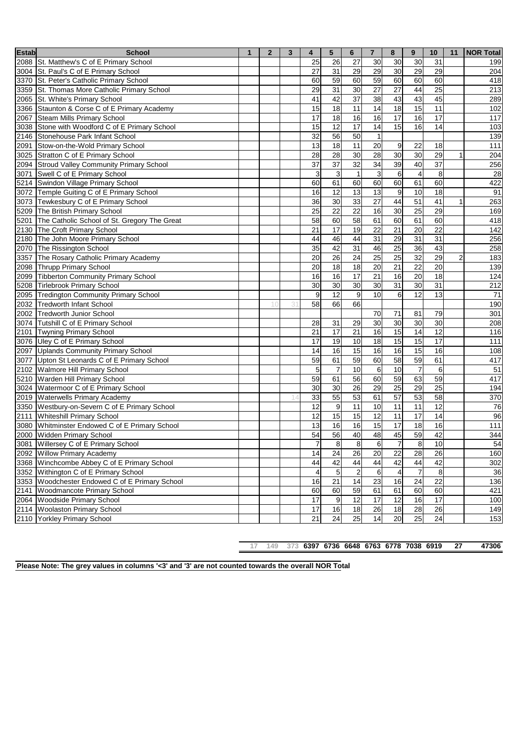| Estab | School | 1 | 2 | 3 | 4 | 5 | 6 | 7 | 8 | 9 | 10 | 11 | NOR Total |
|---|---|---|---|---|---|---|---|---|---|---|---|---|---|
| 2088 | St. Matthew's C of E Primary School | | | | 25 | 26 | 27 | 30 | 30 | 30 | 31 | | 199 |
| 3004 | St. Paul's C of E Primary School | | | | 27 | 31 | 29 | 29 | 30 | 29 | 29 | | 204 |
| 3370 | St. Peter's Catholic Primary School | | | | 60 | 59 | 60 | 59 | 60 | 60 | 60 | | 418 |
| 3359 | St. Thomas More Catholic Primary School | | | | 29 | 31 | 30 | 27 | 27 | 44 | 25 | | 213 |
| 2065 | St. White's Primary School | | | | 41 | 42 | 37 | 38 | 43 | 43 | 45 | | 289 |
| 3366 | Staunton & Corse C of E Primary Academy | | | | 15 | 18 | 11 | 14 | 18 | 15 | 11 | | 102 |
| 2067 | Steam Mills Primary School | | | | 17 | 18 | 16 | 16 | 17 | 16 | 17 | | 117 |
| 3038 | Stone with Woodford C of E Primary School | | | | 15 | 12 | 17 | 14 | 15 | 16 | 14 | | 103 |
| 2146 | Stonehouse Park Infant School | | | | 32 | 56 | 50 | 1 | | | | | 139 |
| 2091 | Stow-on-the-Wold Primary School | | | | 13 | 18 | 11 | 20 | 9 | 22 | 18 | | 111 |
| 3025 | Stratton C of E Primary School | | | | 28 | 28 | 30 | 28 | 30 | 30 | 29 | 1 | 204 |
| 2094 | Stroud Valley Community Primary School | | | | 37 | 37 | 32 | 34 | 39 | 40 | 37 | | 256 |
| 3071 | Swell C of E Primary School | | | | 3 | 3 | 1 | 3 | 6 | 4 | 8 | | 28 |
| 5214 | Swindon Village Primary School | | | | 60 | 61 | 60 | 60 | 60 | 61 | 60 | | 422 |
| 3072 | Temple Guiting C of E Primary School | | | | 16 | 12 | 13 | 13 | 9 | 10 | 18 | | 91 |
| 3073 | Tewkesbury C of E Primary School | | | | 36 | 30 | 33 | 27 | 44 | 51 | 41 | 1 | 263 |
| 5209 | The British Primary School | | | | 25 | 22 | 22 | 16 | 30 | 25 | 29 | | 169 |
| 5201 | The Catholic School of St. Gregory The Great | | | | 58 | 60 | 58 | 61 | 60 | 61 | 60 | | 418 |
| 2130 | The Croft Primary School | | | | 21 | 17 | 19 | 22 | 21 | 20 | 22 | | 142 |
| 2180 | The John Moore Primary School | | | | 44 | 46 | 44 | 31 | 29 | 31 | 31 | | 256 |
| 2070 | The Rissington School | | | | 35 | 42 | 31 | 46 | 25 | 36 | 43 | | 258 |
| 3357 | The Rosary Catholic Primary Academy | | | | 20 | 26 | 24 | 25 | 25 | 32 | 29 | 2 | 183 |
| 2098 | Thrupp Primary School | | | | 20 | 18 | 18 | 20 | 21 | 22 | 20 | | 139 |
| 2099 | Tibberton Community Primary School | | | | 16 | 16 | 17 | 21 | 16 | 20 | 18 | | 124 |
| 5208 | Tirlebrook Primary School | | | | 30 | 30 | 30 | 30 | 31 | 30 | 31 | | 212 |
| 2095 | Tredington Community Primary School | | | | 9 | 12 | 9 | 10 | 6 | 12 | 13 | | 71 |
| 2032 | Tredworth Infant School | | 10 | 31 | 58 | 66 | 66 | | | | | | 190 |
| 2002 | Tredworth Junior School | | | | | | | 70 | 71 | 81 | 79 | | 301 |
| 3074 | Tutshill C of E Primary School | | | | 28 | 31 | 29 | 30 | 30 | 30 | 30 | | 208 |
| 2101 | Twyning Primary School | | | | 21 | 17 | 21 | 16 | 15 | 14 | 12 | | 116 |
| 3076 | Uley C of E Primary School | | | | 17 | 19 | 10 | 18 | 15 | 15 | 17 | | 111 |
| 2097 | Uplands Community Primary School | | | | 14 | 16 | 15 | 16 | 16 | 15 | 16 | | 108 |
| 3077 | Upton St Leonards C of E Primary School | | | | 59 | 61 | 59 | 60 | 58 | 59 | 61 | | 417 |
| 2102 | Walmore Hill Primary School | | | | 5 | 7 | 10 | 6 | 10 | 7 | 6 | | 51 |
| 5210 | Warden Hill Primary School | | | | 59 | 61 | 56 | 60 | 59 | 63 | 59 | | 417 |
| 3024 | Watermoor C of E Primary School | | | | 30 | 30 | 26 | 29 | 25 | 29 | 25 | | 194 |
| 2019 | Waterwells Primary Academy | | | 14 | 33 | 55 | 53 | 61 | 57 | 53 | 58 | | 370 |
| 3350 | Westbury-on-Severn C of E Primary School | | | | 12 | 9 | 11 | 10 | 11 | 11 | 12 | | 76 |
| 2111 | Whiteshill Primary School | | | | 12 | 15 | 15 | 12 | 11 | 17 | 14 | | 96 |
| 3080 | Whitminster Endowed C of E Primary School | | | | 13 | 16 | 16 | 15 | 17 | 18 | 16 | | 111 |
| 2000 | Widden Primary School | | | | 54 | 56 | 40 | 48 | 45 | 59 | 42 | | 344 |
| 3081 | Willersey C of E Primary School | | | | 7 | 8 | 8 | 6 | 7 | 8 | 10 | | 54 |
| 2092 | Willow Primary Academy | | | | 14 | 24 | 26 | 20 | 22 | 28 | 26 | | 160 |
| 3368 | Winchcombe Abbey C of E Primary School | | | | 44 | 42 | 44 | 44 | 42 | 44 | 42 | | 302 |
| 3352 | Withington C of E Primary School | | | | 4 | 5 | 2 | 6 | 4 | 7 | 8 | | 36 |
| 3353 | Woodchester Endowed C of E Primary School | | | | 16 | 21 | 14 | 23 | 16 | 24 | 22 | | 136 |
| 2141 | Woodmancote Primary School | | | | 60 | 60 | 59 | 61 | 61 | 60 | 60 | | 421 |
| 2064 | Woodside Primary School | | | | 17 | 9 | 12 | 17 | 12 | 16 | 17 | | 100 |
| 2114 | Woolaston Primary School | | | | 17 | 16 | 18 | 26 | 18 | 28 | 26 | | 149 |
| 2110 | Yorkley Primary School | | | | 21 | 24 | 25 | 14 | 20 | 25 | 24 | | 153 |
| | | 17 | 149 | 373 | 6397 | 6736 | 6648 | 6763 | 6778 | 7038 | 6919 | 27 | 47306 |

**Please Note: The grey values in columns '<3' and '3' are not counted towards the overall NOR Total**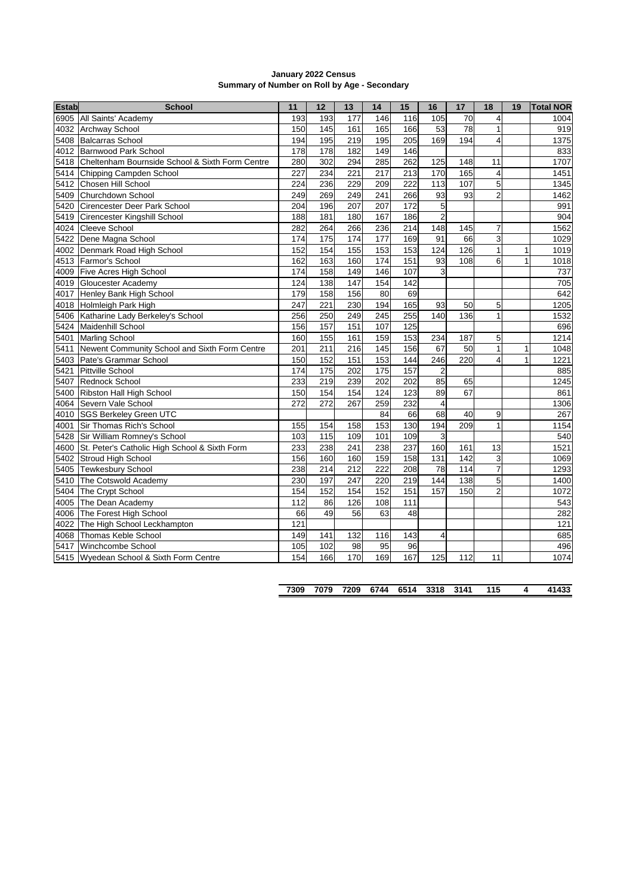**January 2022 Census**
**Summary of Number on Roll by Age - Secondary**

| Estab | School | 11 | 12 | 13 | 14 | 15 | 16 | 17 | 18 | 19 | Total NOR |
|---|---|---|---|---|---|---|---|---|---|---|---|
| 6905 | All Saints' Academy | 193 | 193 | 177 | 146 | 116 | 105 | 70 | 4 | | 1004 |
| 4032 | Archway School | 150 | 145 | 161 | 165 | 166 | 53 | 78 | 1 | | 919 |
| 5408 | Balcarras School | 194 | 195 | 219 | 195 | 205 | 169 | 194 | 4 | | 1375 |
| 4012 | Barnwood Park School | 178 | 178 | 182 | 149 | 146 | | | | | 833 |
| 5418 | Cheltenham Bournside School & Sixth Form Centre | 280 | 302 | 294 | 285 | 262 | 125 | 148 | 11 | | 1707 |
| 5414 | Chipping Campden School | 227 | 234 | 221 | 217 | 213 | 170 | 165 | 4 | | 1451 |
| 5412 | Chosen Hill School | 224 | 236 | 229 | 209 | 222 | 113 | 107 | 5 | | 1345 |
| 5409 | Churchdown School | 249 | 269 | 249 | 241 | 266 | 93 | 93 | 2 | | 1462 |
| 5420 | Cirencester Deer Park School | 204 | 196 | 207 | 207 | 172 | 5 | | | | 991 |
| 5419 | Cirencester Kingshill School | 188 | 181 | 180 | 167 | 186 | 2 | | | | 904 |
| 4024 | Cleeve School | 282 | 264 | 266 | 236 | 214 | 148 | 145 | 7 | | 1562 |
| 5422 | Dene Magna School | 174 | 175 | 174 | 177 | 169 | 91 | 66 | 3 | | 1029 |
| 4002 | Denmark Road High School | 152 | 154 | 155 | 153 | 153 | 124 | 126 | 1 | 1 | 1019 |
| 4513 | Farmor's School | 162 | 163 | 160 | 174 | 151 | 93 | 108 | 6 | 1 | 1018 |
| 4009 | Five Acres High School | 174 | 158 | 149 | 146 | 107 | 3 | | | | 737 |
| 4019 | Gloucester Academy | 124 | 138 | 147 | 154 | 142 | | | | | 705 |
| 4017 | Henley Bank High School | 179 | 158 | 156 | 80 | 69 | | | | | 642 |
| 4018 | Holmleigh Park High | 247 | 221 | 230 | 194 | 165 | 93 | 50 | 5 | | 1205 |
| 5406 | Katharine Lady Berkeley's School | 256 | 250 | 249 | 245 | 255 | 140 | 136 | 1 | | 1532 |
| 5424 | Maidenhill School | 156 | 157 | 151 | 107 | 125 | | | | | 696 |
| 5401 | Marling School | 160 | 155 | 161 | 159 | 153 | 234 | 187 | 5 | | 1214 |
| 5411 | Newent Community School and Sixth Form Centre | 201 | 211 | 216 | 145 | 156 | 67 | 50 | 1 | 1 | 1048 |
| 5403 | Pate's Grammar School | 150 | 152 | 151 | 153 | 144 | 246 | 220 | 4 | 1 | 1221 |
| 5421 | Pittville School | 174 | 175 | 202 | 175 | 157 | 2 | | | | 885 |
| 5407 | Rednock School | 233 | 219 | 239 | 202 | 202 | 85 | 65 | | | 1245 |
| 5400 | Ribston Hall High School | 150 | 154 | 154 | 124 | 123 | 89 | 67 | | | 861 |
| 4064 | Severn Vale School | 272 | 272 | 267 | 259 | 232 | 4 | | | | 1306 |
| 4010 | SGS Berkeley Green UTC | | | | 84 | 66 | 68 | 40 | 9 | | 267 |
| 4001 | Sir Thomas Rich's School | 155 | 154 | 158 | 153 | 130 | 194 | 209 | 1 | | 1154 |
| 5428 | Sir William Romney's School | 103 | 115 | 109 | 101 | 109 | 3 | | | | 540 |
| 4600 | St. Peter's Catholic High School & Sixth Form | 233 | 238 | 241 | 238 | 237 | 160 | 161 | 13 | | 1521 |
| 5402 | Stroud High School | 156 | 160 | 160 | 159 | 158 | 131 | 142 | 3 | | 1069 |
| 5405 | Tewkesbury School | 238 | 214 | 212 | 222 | 208 | 78 | 114 | 7 | | 1293 |
| 5410 | The Cotswold Academy | 230 | 197 | 247 | 220 | 219 | 144 | 138 | 5 | | 1400 |
| 5404 | The Crypt School | 154 | 152 | 154 | 152 | 151 | 157 | 150 | 2 | | 1072 |
| 4005 | The Dean Academy | 112 | 86 | 126 | 108 | 111 | | | | | 543 |
| 4006 | The Forest High School | 66 | 49 | 56 | 63 | 48 | | | | | 282 |
| 4022 | The High School Leckhampton | 121 | | | | | | | | | 121 |
| 4068 | Thomas Keble School | 149 | 141 | 132 | 116 | 143 | 4 | | | | 685 |
| 5417 | Winchcombe School | 105 | 102 | 98 | 95 | 96 | | | | | 496 |
| 5415 | Wyedean School & Sixth Form Centre | 154 | 166 | 170 | 169 | 167 | 125 | 112 | 11 | | 1074 |
| | | **7309** | **7079** | **7209** | **6744** | **6514** | **3318** | **3141** | **115** | **4** | **41433** |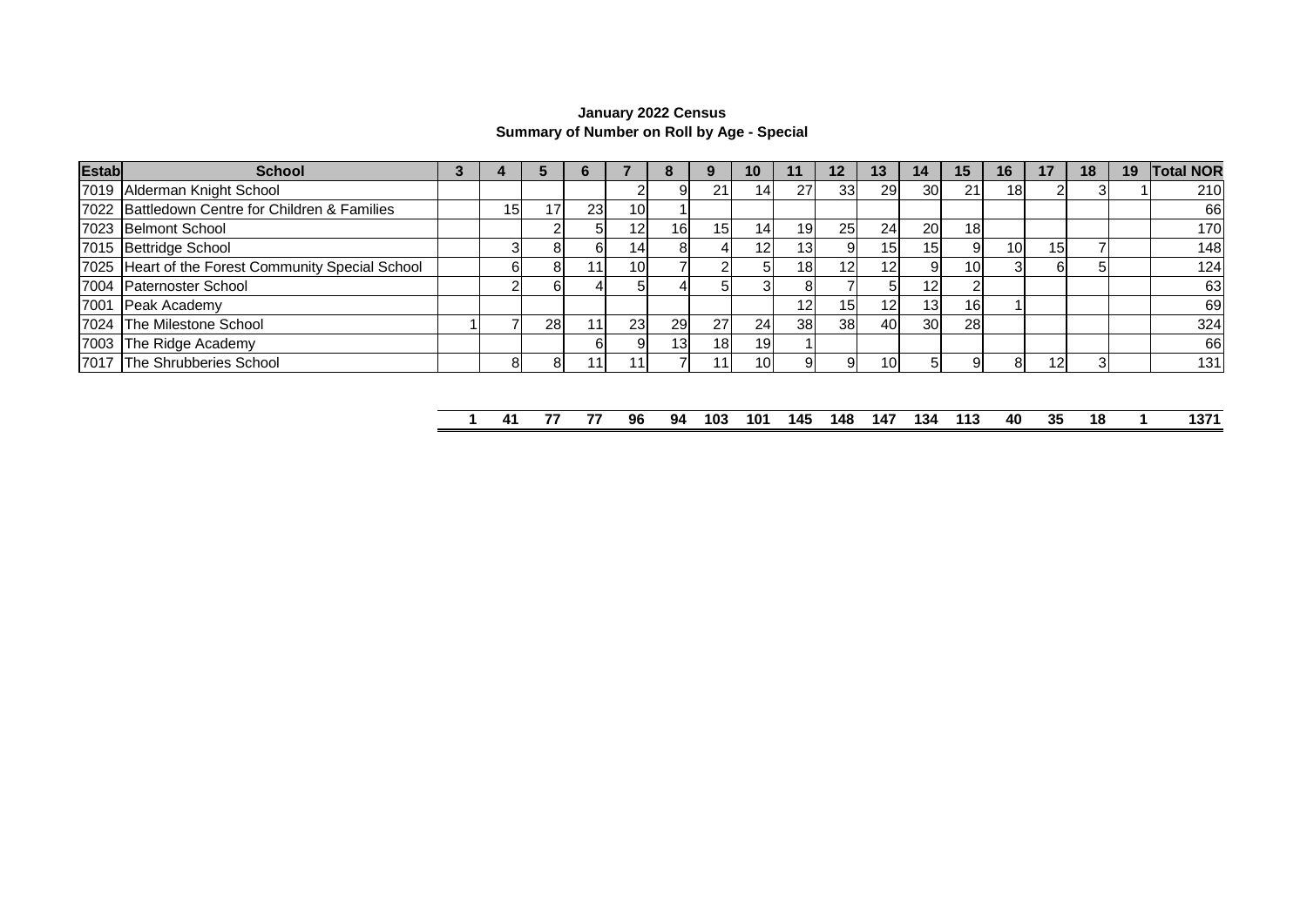**January 2022 Census**
**Summary of Number on Roll by Age - Special**

| Estab | School | 3 | 4 | 5 | 6 | 7 | 8 | 9 | 10 | 11 | 12 | 13 | 14 | 15 | 16 | 17 | 18 | 19 | Total NOR |
|---|---|---|---|---|---|---|---|---|---|---|---|---|---|---|---|---|---|---|---|
| 7019 | Alderman Knight School | | | | | 2 | 9 | 21 | 14 | 27 | 33 | 29 | 30 | 21 | 18 | 2 | 3 | 1 | 210 |
| 7022 | Battledown Centre for Children & Families | | 15 | 17 | 23 | 10 | 1 | | | | | | | | | | | | 66 |
| 7023 | Belmont School | | | 2 | 5 | 12 | 16 | 15 | 14 | 19 | 25 | 24 | 20 | 18 | | | | | 170 |
| 7015 | Bettridge School | | 3 | 8 | 6 | 14 | 8 | 4 | 12 | 13 | 9 | 15 | 15 | 9 | 10 | 15 | 7 | | 148 |
| 7025 | Heart of the Forest Community Special School | | 6 | 8 | 11 | 10 | 7 | 2 | 5 | 18 | 12 | 12 | 9 | 10 | 3 | 6 | 5 | | 124 |
| 7004 | Paternoster School | | 2 | 6 | 4 | 5 | 4 | 5 | 3 | 8 | 7 | 5 | 12 | 2 | | | | | 63 |
| 7001 | Peak Academy | | | | | | | | | 12 | 15 | 12 | 13 | 16 | 1 | | | | 69 |
| 7024 | The Milestone School | 1 | 7 | 28 | 11 | 23 | 29 | 27 | 24 | 38 | 38 | 40 | 30 | 28 | | | | | 324 |
| 7003 | The Ridge Academy | | | | 6 | 9 | 13 | 18 | 19 | 1 | | | | | | | | | 66 |
| 7017 | The Shrubberies School | | 8 | 8 | 11 | 11 | 7 | 11 | 10 | 9 | 9 | 10 | 5 | 9 | 8 | 12 | 3 | | 131 |
| | | **1** | **41** | **77** | **77** | **96** | **94** | **103** | **101** | **145** | **148** | **147** | **134** | **113** | **40** | **35** | **18** | **1** | **1371** |